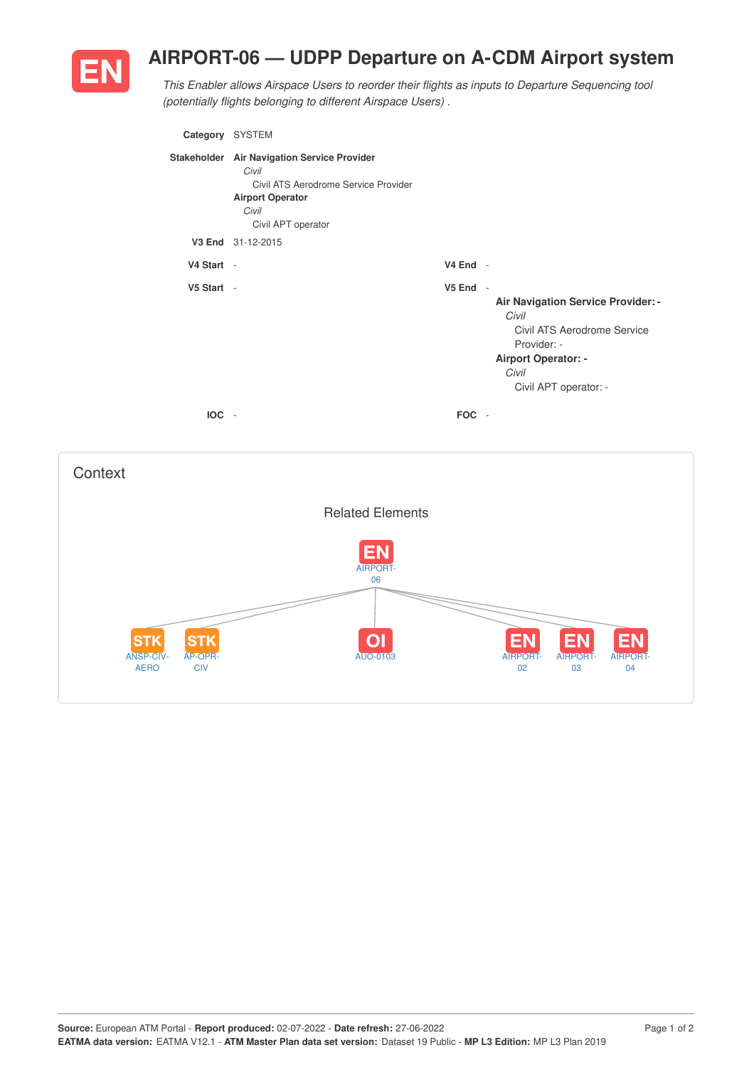# EN AIRPORT-06 — UDPP Departure on A-CDM Airport system

*This Enabler allows Airspace Users to reorder their flights as inputs to Departure Sequencing tool (potentially flights belonging to different Airspace Users) .*

**Category** SYSTEM

**Stakeholder**
**Air Navigation Service Provider**
*Civil*
Civil ATS Aerodrome Service Provider
**Airport Operator**
*Civil*
Civil APT operator

**V3 End** 31-12-2015

**V4 Start** -

**V4 End** -

**V5 Start** -

**V5 End** -
**Air Navigation Service Provider: -**
*Civil*
Civil ATS Aerodrome Service Provider: -
**Airport Operator: -**
*Civil*
Civil APT operator: -

**IOC** -

**FOC** -

## Context

Related Elements

EN AIRPORT-06

STK ANSP-CIV-AERO

STK AP-OPR-CIV

OI AUO-0103

EN AIRPORT-02

EN AIRPORT-03

EN AIRPORT-04

**Source:** European ATM Portal - **Report produced:** 02-07-2022 - **Date refresh:** 27-06-2022
**EATMA data version:** EATMA V12.1 - **ATM Master Plan data set version:** Dataset 19 Public - **MP L3 Edition:** MP L3 Plan 2019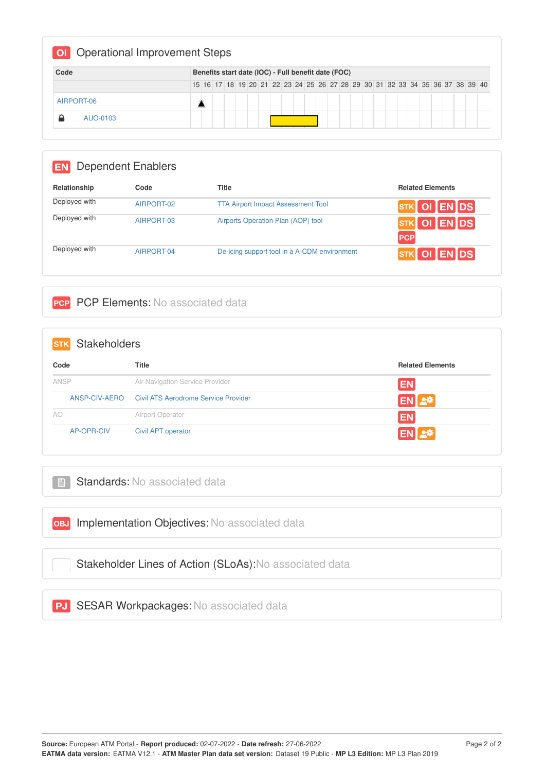## OI Operational Improvement Steps

| Code | Benefits start date (IOC) - Full benefit date (FOC) |
|---|---|
| | 15 16 17 18 19 20 21 22 23 24 25 26 27 28 29 30 31 32 33 34 35 36 37 38 39 40 |
| AIRPORT-06 | ▲ (16) |
| AUO-0103 | 22–25 |

## EN Dependent Enablers

| Relationship | Code | Title | Related Elements |
|---|---|---|---|
| Deployed with | AIRPORT-02 | TTA Airport Impact Assessment Tool | STK OI EN DS |
| Deployed with | AIRPORT-03 | Airports Operation Plan (AOP) tool | STK OI EN DS PCP |
| Deployed with | AIRPORT-04 | De-icing support tool in a A-CDM environment | STK OI EN DS |

## PCP PCP Elements: No associated data

## STK Stakeholders

| Code | Title | Related Elements |
|---|---|---|
| ANSP | Air Navigation Service Provider | EN |
| ANSP-CIV-AERO | Civil ATS Aerodrome Service Provider | EN |
| AO | Airport Operator | EN |
| AP-OPR-CIV | Civil APT operator | EN |

## Standards: No associated data

## OBJ Implementation Objectives: No associated data

## Stakeholder Lines of Action (SLoAs): No associated data

## PJ SESAR Workpackages: No associated data

**Source:** European ATM Portal - **Report produced:** 02-07-2022 - **Date refresh:** 27-06-2022
**EATMA data version:** EATMA V12.1 - **ATM Master Plan data set version:** Dataset 19 Public - **MP L3 Edition:** MP L3 Plan 2019